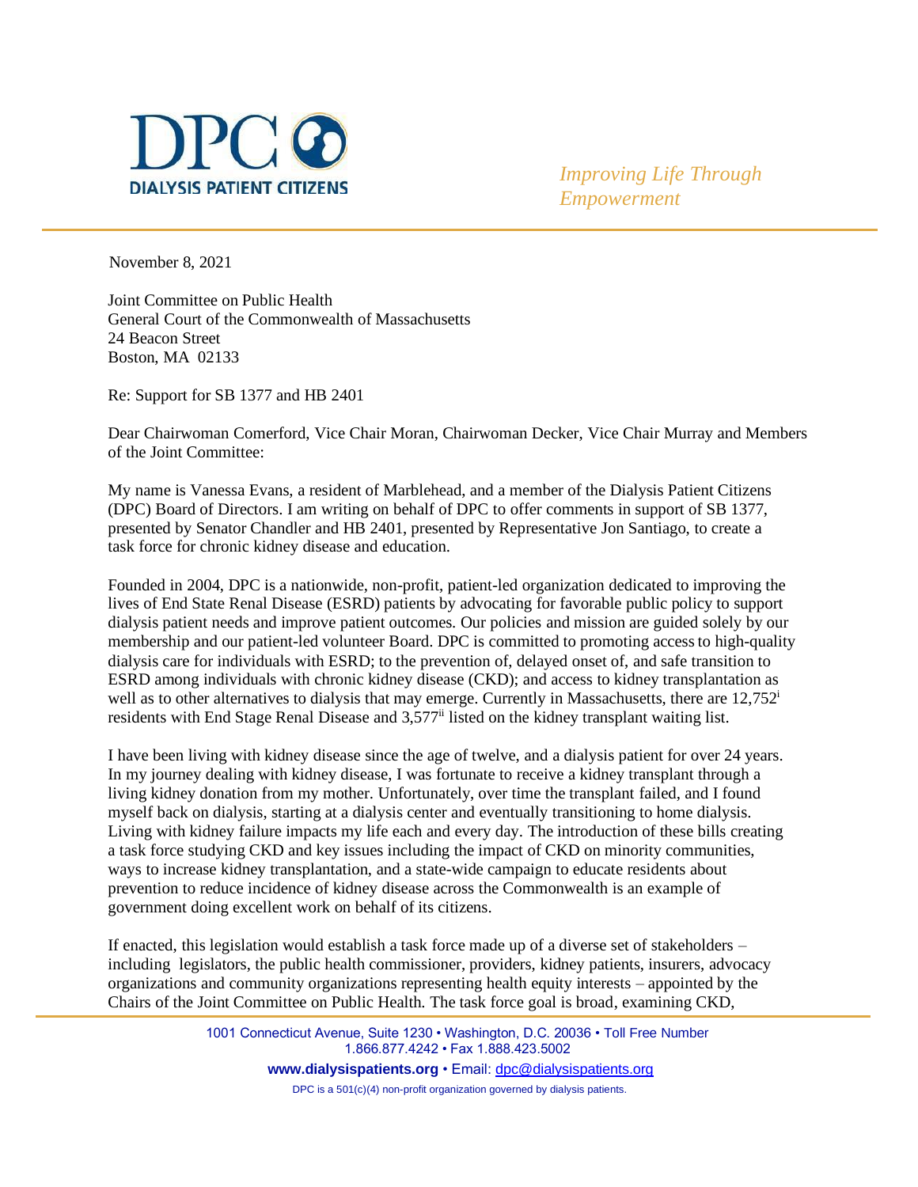**DPC**
**DIALYSIS PATIENT CITIZENS**

*Improving Life Through Empowerment*

November 8, 2021

Joint Committee on Public Health
General Court of the Commonwealth of Massachusetts
24 Beacon Street
Boston, MA 02133

Re: Support for SB 1377 and HB 2401

Dear Chairwoman Comerford, Vice Chair Moran, Chairwoman Decker, Vice Chair Murray and Members of the Joint Committee:

My name is Vanessa Evans, a resident of Marblehead, and a member of the Dialysis Patient Citizens (DPC) Board of Directors. I am writing on behalf of DPC to offer comments in support of SB 1377, presented by Senator Chandler and HB 2401, presented by Representative Jon Santiago, to create a task force for chronic kidney disease and education.

Founded in 2004, DPC is a nationwide, non-profit, patient-led organization dedicated to improving the lives of End State Renal Disease (ESRD) patients by advocating for favorable public policy to support dialysis patient needs and improve patient outcomes. Our policies and mission are guided solely by our membership and our patient-led volunteer Board. DPC is committed to promoting access to high-quality dialysis care for individuals with ESRD; to the prevention of, delayed onset of, and safe transition to ESRD among individuals with chronic kidney disease (CKD); and access to kidney transplantation as well as to other alternatives to dialysis that may emerge. Currently in Massachusetts, there are 12,752[i] residents with End Stage Renal Disease and 3,577[ii] listed on the kidney transplant waiting list.

I have been living with kidney disease since the age of twelve, and a dialysis patient for over 24 years. In my journey dealing with kidney disease, I was fortunate to receive a kidney transplant through a living kidney donation from my mother. Unfortunately, over time the transplant failed, and I found myself back on dialysis, starting at a dialysis center and eventually transitioning to home dialysis. Living with kidney failure impacts my life each and every day. The introduction of these bills creating a task force studying CKD and key issues including the impact of CKD on minority communities, ways to increase kidney transplantation, and a state-wide campaign to educate residents about prevention to reduce incidence of kidney disease across the Commonwealth is an example of government doing excellent work on behalf of its citizens.

If enacted, this legislation would establish a task force made up of a diverse set of stakeholders – including legislators, the public health commissioner, providers, kidney patients, insurers, advocacy organizations and community organizations representing health equity interests – appointed by the Chairs of the Joint Committee on Public Health. The task force goal is broad, examining CKD,

1001 Connecticut Avenue, Suite 1230 • Washington, D.C. 20036 • Toll Free Number 1.866.877.4242 • Fax 1.888.423.5002
**www.dialysispatients.org** • Email: dpc@dialysispatients.org
DPC is a 501(c)(4) non-profit organization governed by dialysis patients.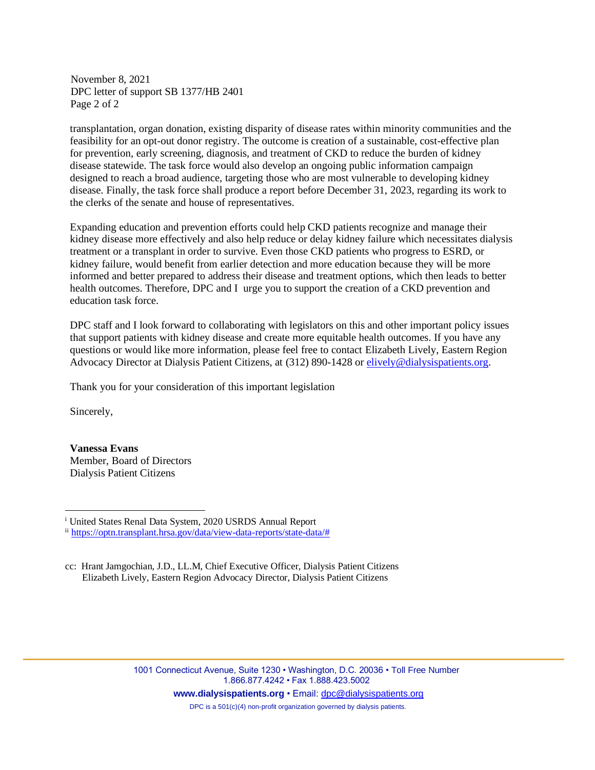transplantation, organ donation, existing disparity of disease rates within minority communities and the feasibility for an opt-out donor registry. The outcome is creation of a sustainable, cost-effective plan for prevention, early screening, diagnosis, and treatment of CKD to reduce the burden of kidney disease statewide. The task force would also develop an ongoing public information campaign designed to reach a broad audience, targeting those who are most vulnerable to developing kidney disease. Finally, the task force shall produce a report before December 31, 2023, regarding its work to the clerks of the senate and house of representatives.

Expanding education and prevention efforts could help CKD patients recognize and manage their kidney disease more effectively and also help reduce or delay kidney failure which necessitates dialysis treatment or a transplant in order to survive. Even those CKD patients who progress to ESRD, or kidney failure, would benefit from earlier detection and more education because they will be more informed and better prepared to address their disease and treatment options, which then leads to better health outcomes. Therefore, DPC and I urge you to support the creation of a CKD prevention and education task force.

DPC staff and I look forward to collaborating with legislators on this and other important policy issues that support patients with kidney disease and create more equitable health outcomes. If you have any questions or would like more information, please feel free to contact Elizabeth Lively, Eastern Region Advocacy Director at Dialysis Patient Citizens, at (312) 890-1428 or elively@dialysispatients.org.

Thank you for your consideration of this important legislation

Sincerely,

**Vanessa Evans**
Member, Board of Directors
Dialysis Patient Citizens

---

[i] United States Renal Data System, 2020 USRDS Annual Report

[ii] https://optn.transplant.hrsa.gov/data/view-data-reports/state-data/#

cc: Hrant Jamgochian, J.D., LL.M, Chief Executive Officer, Dialysis Patient Citizens
Elizabeth Lively, Eastern Region Advocacy Director, Dialysis Patient Citizens

1001 Connecticut Avenue, Suite 1230 • Washington, D.C. 20036 • Toll Free Number 1.866.877.4242 • Fax 1.888.423.5002

**www.dialysispatients.org** • Email: dpc@dialysispatients.org

DPC is a 501(c)(4) non-profit organization governed by dialysis patients.